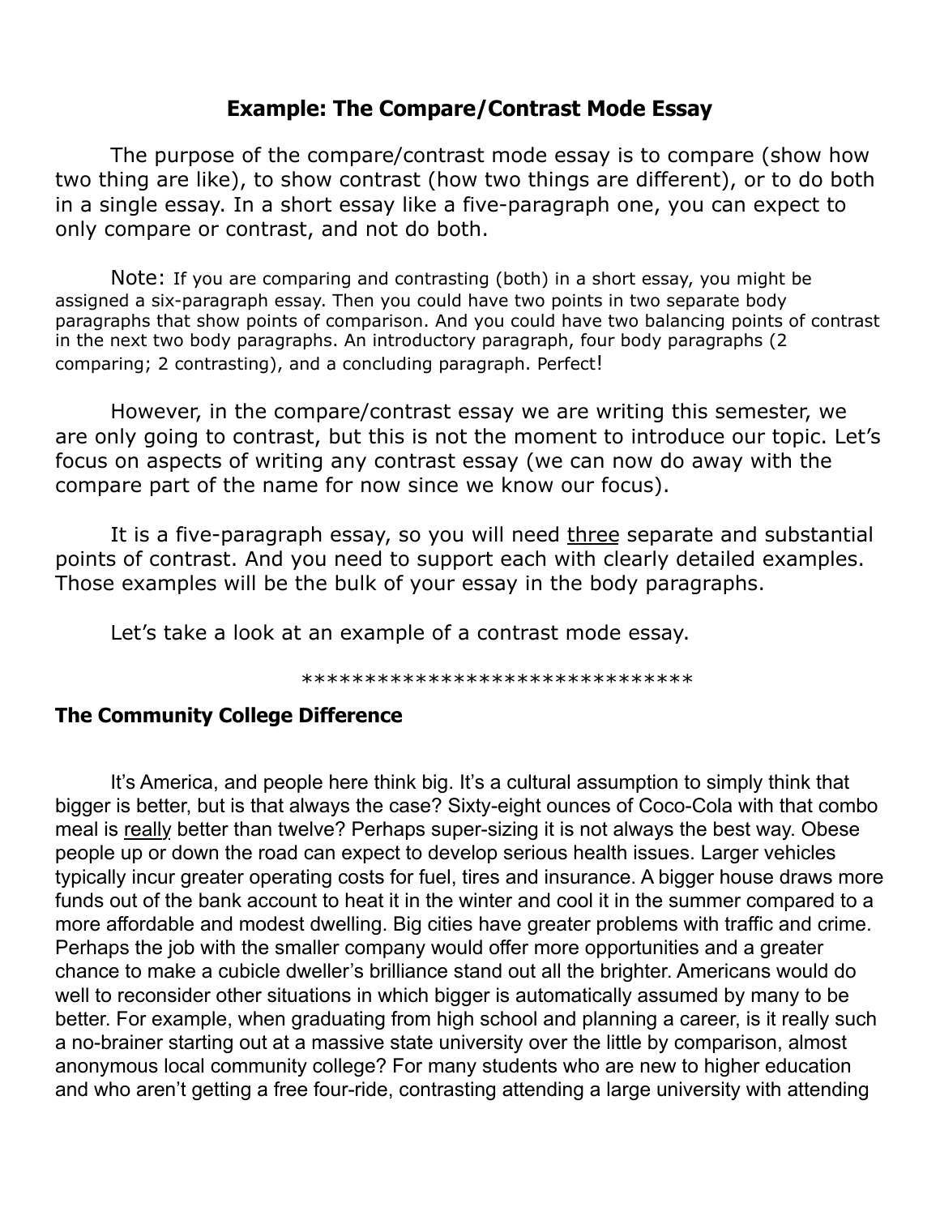## Example: The Compare/Contrast Mode Essay

The purpose of the compare/contrast mode essay is to compare (show how two thing are like), to show contrast (how two things are different), or to do both in a single essay. In a short essay like a five-paragraph one, you can expect to only compare or contrast, and not do both.

Note: If you are comparing and contrasting (both) in a short essay, you might be assigned a six-paragraph essay. Then you could have two points in two separate body paragraphs that show points of comparison. And you could have two balancing points of contrast in the next two body paragraphs. An introductory paragraph, four body paragraphs (2 comparing; 2 contrasting), and a concluding paragraph. Perfect!

However, in the compare/contrast essay we are writing this semester, we are only going to contrast, but this is not the moment to introduce our topic. Let's focus on aspects of writing any contrast essay (we can now do away with the compare part of the name for now since we know our focus).

It is a five-paragraph essay, so you will need <u>three</u> separate and substantial points of contrast. And you need to support each with clearly detailed examples. Those examples will be the bulk of your essay in the body paragraphs.

Let's take a look at an example of a contrast mode essay.

********************************

**The Community College Difference**

It's America, and people here think big. It's a cultural assumption to simply think that bigger is better, but is that always the case? Sixty-eight ounces of Coco-Cola with that combo meal is <u>really</u> better than twelve? Perhaps super-sizing it is not always the best way. Obese people up or down the road can expect to develop serious health issues. Larger vehicles typically incur greater operating costs for fuel, tires and insurance. A bigger house draws more funds out of the bank account to heat it in the winter and cool it in the summer compared to a more affordable and modest dwelling. Big cities have greater problems with traffic and crime. Perhaps the job with the smaller company would offer more opportunities and a greater chance to make a cubicle dweller's brilliance stand out all the brighter. Americans would do well to reconsider other situations in which bigger is automatically assumed by many to be better. For example, when graduating from high school and planning a career, is it really such a no-brainer starting out at a massive state university over the little by comparison, almost anonymous local community college? For many students who are new to higher education and who aren't getting a free four-ride, contrasting attending a large university with attending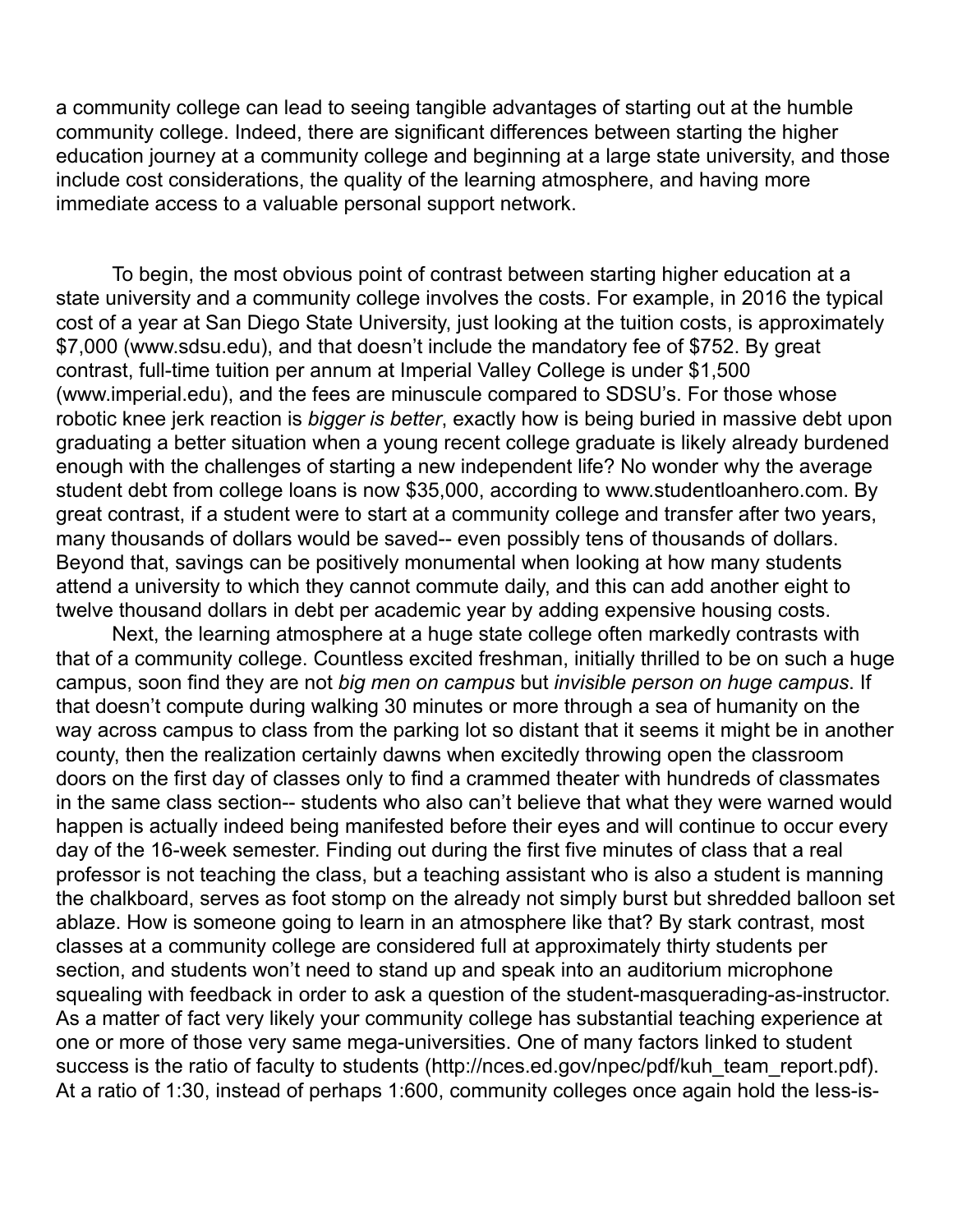a community college can lead to seeing tangible advantages of starting out at the humble community college. Indeed, there are significant differences between starting the higher education journey at a community college and beginning at a large state university, and those include cost considerations, the quality of the learning atmosphere, and having more immediate access to a valuable personal support network.

To begin, the most obvious point of contrast between starting higher education at a state university and a community college involves the costs. For example, in 2016 the typical cost of a year at San Diego State University, just looking at the tuition costs, is approximately $7,000 (www.sdsu.edu), and that doesn't include the mandatory fee of $752. By great contrast, full-time tuition per annum at Imperial Valley College is under $1,500 (www.imperial.edu), and the fees are minuscule compared to SDSU's. For those whose robotic knee jerk reaction is *bigger is better*, exactly how is being buried in massive debt upon graduating a better situation when a young recent college graduate is likely already burdened enough with the challenges of starting a new independent life? No wonder why the average student debt from college loans is now $35,000, according to www.studentloanhero.com. By great contrast, if a student were to start at a community college and transfer after two years, many thousands of dollars would be saved-- even possibly tens of thousands of dollars. Beyond that, savings can be positively monumental when looking at how many students attend a university to which they cannot commute daily, and this can add another eight to twelve thousand dollars in debt per academic year by adding expensive housing costs.

Next, the learning atmosphere at a huge state college often markedly contrasts with that of a community college. Countless excited freshman, initially thrilled to be on such a huge campus, soon find they are not *big men on campus* but *invisible person on huge campus*. If that doesn't compute during walking 30 minutes or more through a sea of humanity on the way across campus to class from the parking lot so distant that it seems it might be in another county, then the realization certainly dawns when excitedly throwing open the classroom doors on the first day of classes only to find a crammed theater with hundreds of classmates in the same class section-- students who also can't believe that what they were warned would happen is actually indeed being manifested before their eyes and will continue to occur every day of the 16-week semester. Finding out during the first five minutes of class that a real professor is not teaching the class, but a teaching assistant who is also a student is manning the chalkboard, serves as foot stomp on the already not simply burst but shredded balloon set ablaze. How is someone going to learn in an atmosphere like that? By stark contrast, most classes at a community college are considered full at approximately thirty students per section, and students won't need to stand up and speak into an auditorium microphone squealing with feedback in order to ask a question of the student-masquerading-as-instructor. As a matter of fact very likely your community college has substantial teaching experience at one or more of those very same mega-universities. One of many factors linked to student success is the ratio of faculty to students (http://nces.ed.gov/npec/pdf/kuh_team_report.pdf). At a ratio of 1:30, instead of perhaps 1:600, community colleges once again hold the less-is-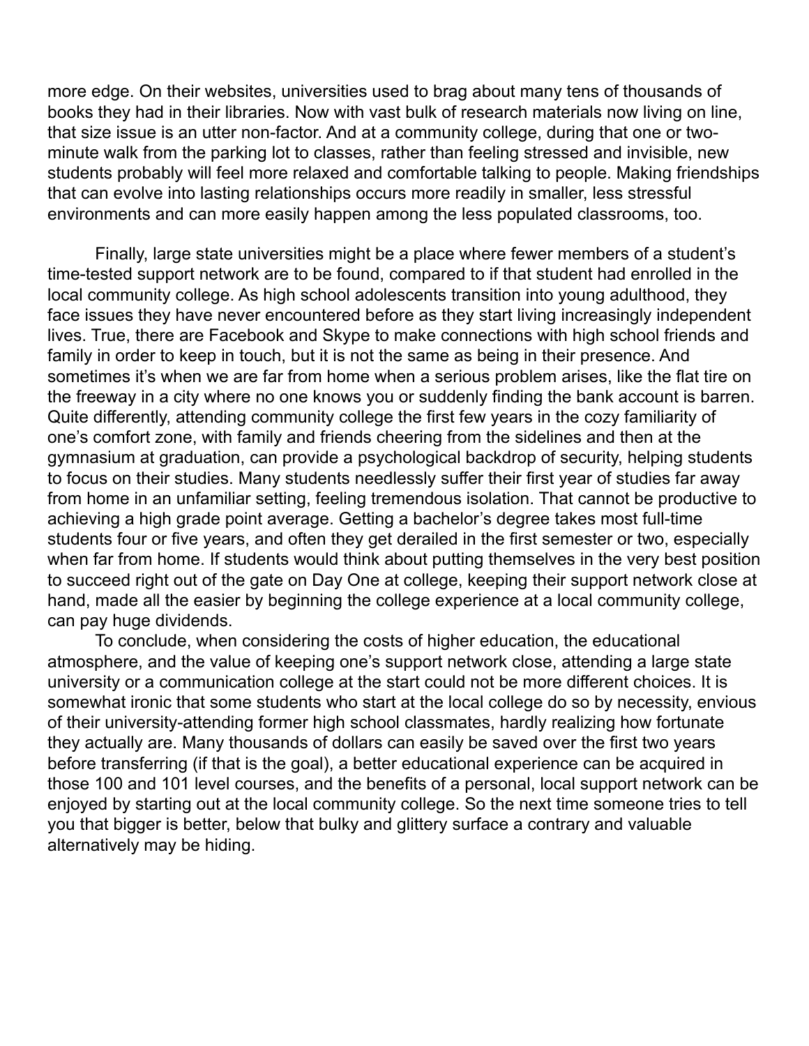more edge. On their websites, universities used to brag about many tens of thousands of books they had in their libraries. Now with vast bulk of research materials now living on line, that size issue is an utter non-factor. And at a community college, during that one or two-minute walk from the parking lot to classes, rather than feeling stressed and invisible, new students probably will feel more relaxed and comfortable talking to people. Making friendships that can evolve into lasting relationships occurs more readily in smaller, less stressful environments and can more easily happen among the less populated classrooms, too.

Finally, large state universities might be a place where fewer members of a student's time-tested support network are to be found, compared to if that student had enrolled in the local community college. As high school adolescents transition into young adulthood, they face issues they have never encountered before as they start living increasingly independent lives. True, there are Facebook and Skype to make connections with high school friends and family in order to keep in touch, but it is not the same as being in their presence. And sometimes it's when we are far from home when a serious problem arises, like the flat tire on the freeway in a city where no one knows you or suddenly finding the bank account is barren. Quite differently, attending community college the first few years in the cozy familiarity of one's comfort zone, with family and friends cheering from the sidelines and then at the gymnasium at graduation, can provide a psychological backdrop of security, helping students to focus on their studies. Many students needlessly suffer their first year of studies far away from home in an unfamiliar setting, feeling tremendous isolation. That cannot be productive to achieving a high grade point average. Getting a bachelor's degree takes most full-time students four or five years, and often they get derailed in the first semester or two, especially when far from home. If students would think about putting themselves in the very best position to succeed right out of the gate on Day One at college, keeping their support network close at hand, made all the easier by beginning the college experience at a local community college, can pay huge dividends.

To conclude, when considering the costs of higher education, the educational atmosphere, and the value of keeping one's support network close, attending a large state university or a communication college at the start could not be more different choices. It is somewhat ironic that some students who start at the local college do so by necessity, envious of their university-attending former high school classmates, hardly realizing how fortunate they actually are. Many thousands of dollars can easily be saved over the first two years before transferring (if that is the goal), a better educational experience can be acquired in those 100 and 101 level courses, and the benefits of a personal, local support network can be enjoyed by starting out at the local community college. So the next time someone tries to tell you that bigger is better, below that bulky and glittery surface a contrary and valuable alternatively may be hiding.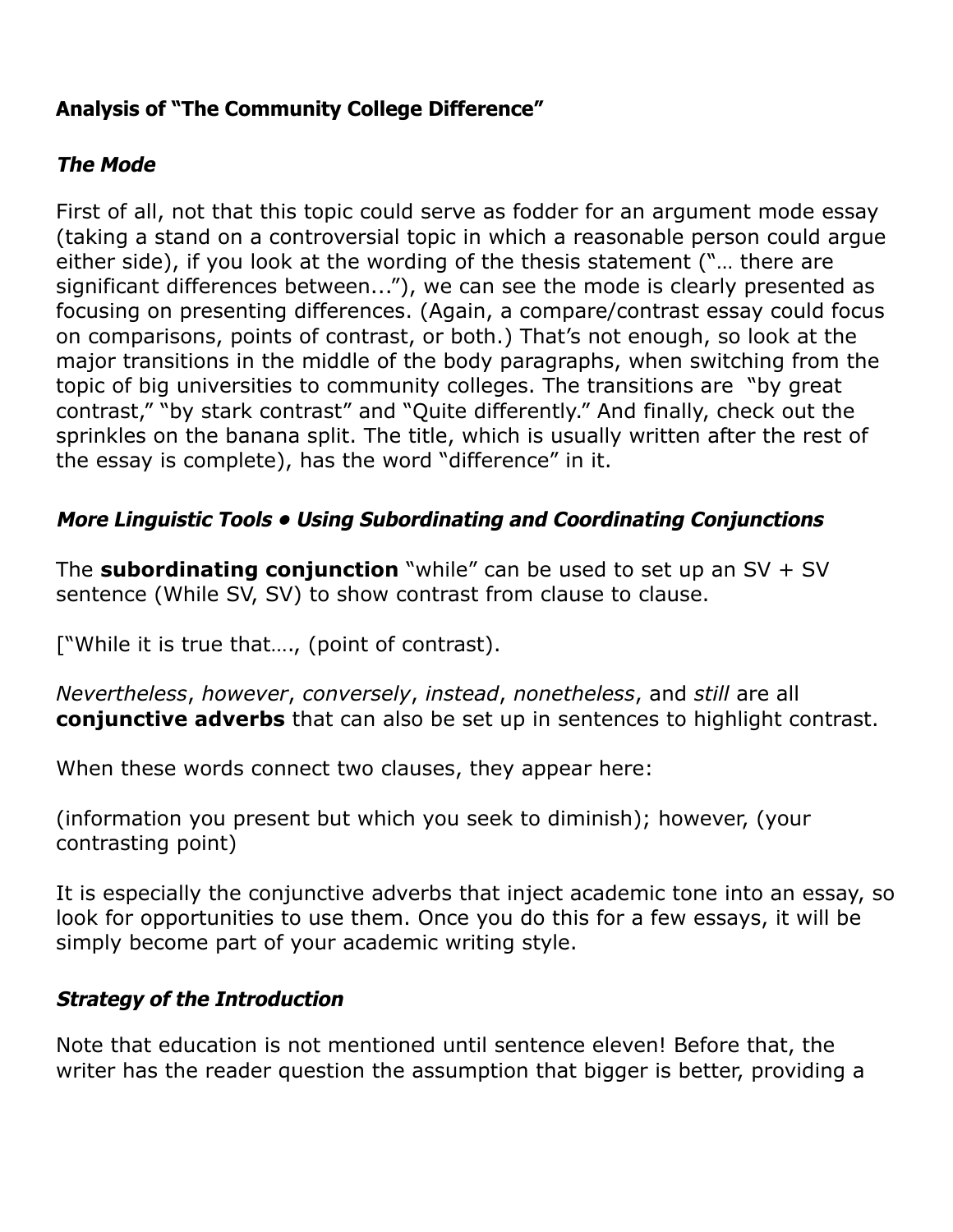**Analysis of "The Community College Difference"**

***The Mode***

First of all, not that this topic could serve as fodder for an argument mode essay (taking a stand on a controversial topic in which a reasonable person could argue either side), if you look at the wording of the thesis statement ("… there are significant differences between..."), we can see the mode is clearly presented as focusing on presenting differences. (Again, a compare/contrast essay could focus on comparisons, points of contrast, or both.) That's not enough, so look at the major transitions in the middle of the body paragraphs, when switching from the topic of big universities to community colleges. The transitions are "by great contrast," "by stark contrast" and "Quite differently." And finally, check out the sprinkles on the banana split. The title, which is usually written after the rest of the essay is complete), has the word "difference" in it.

***More Linguistic Tools • Using Subordinating and Coordinating Conjunctions***

The **subordinating conjunction** "while" can be used to set up an SV + SV sentence (While SV, SV) to show contrast from clause to clause.

["While it is true that…., (point of contrast).

*Nevertheless*, *however*, *conversely*, *instead*, *nonetheless*, and *still* are all **conjunctive adverbs** that can also be set up in sentences to highlight contrast.

When these words connect two clauses, they appear here:

(information you present but which you seek to diminish); however, (your contrasting point)

It is especially the conjunctive adverbs that inject academic tone into an essay, so look for opportunities to use them. Once you do this for a few essays, it will be simply become part of your academic writing style.

***Strategy of the Introduction***

Note that education is not mentioned until sentence eleven! Before that, the writer has the reader question the assumption that bigger is better, providing a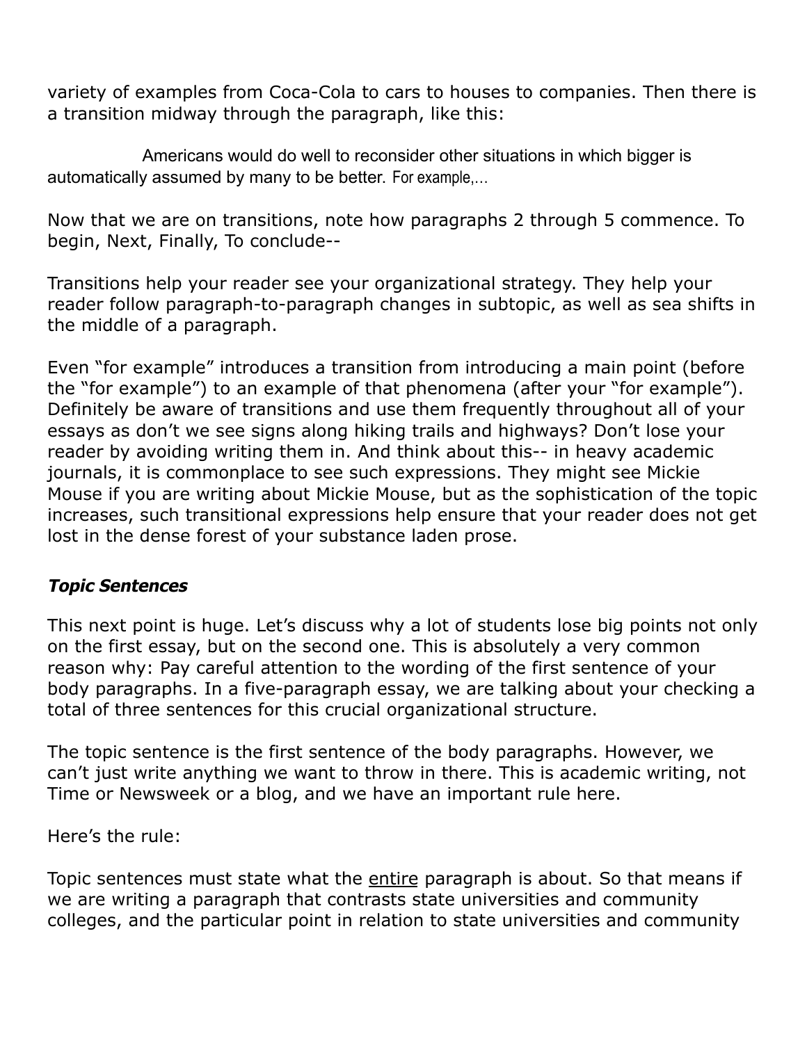variety of examples from Coca-Cola to cars to houses to companies. Then there is a transition midway through the paragraph, like this:

> Americans would do well to reconsider other situations in which bigger is automatically assumed by many to be better. For example,…

Now that we are on transitions, note how paragraphs 2 through 5 commence. To begin, Next, Finally, To conclude--

Transitions help your reader see your organizational strategy. They help your reader follow paragraph-to-paragraph changes in subtopic, as well as sea shifts in the middle of a paragraph.

Even "for example" introduces a transition from introducing a main point (before the "for example") to an example of that phenomena (after your "for example"). Definitely be aware of transitions and use them frequently throughout all of your essays as don't we see signs along hiking trails and highways? Don't lose your reader by avoiding writing them in. And think about this-- in heavy academic journals, it is commonplace to see such expressions. They might see Mickie Mouse if you are writing about Mickie Mouse, but as the sophistication of the topic increases, such transitional expressions help ensure that your reader does not get lost in the dense forest of your substance laden prose.

### ***Topic Sentences***

This next point is huge. Let's discuss why a lot of students lose big points not only on the first essay, but on the second one. This is absolutely a very common reason why: Pay careful attention to the wording of the first sentence of your body paragraphs. In a five-paragraph essay, we are talking about your checking a total of three sentences for this crucial organizational structure.

The topic sentence is the first sentence of the body paragraphs. However, we can't just write anything we want to throw in there. This is academic writing, not Time or Newsweek or a blog, and we have an important rule here.

Here's the rule:

Topic sentences must state what the <u>entire</u> paragraph is about. So that means if we are writing a paragraph that contrasts state universities and community colleges, and the particular point in relation to state universities and community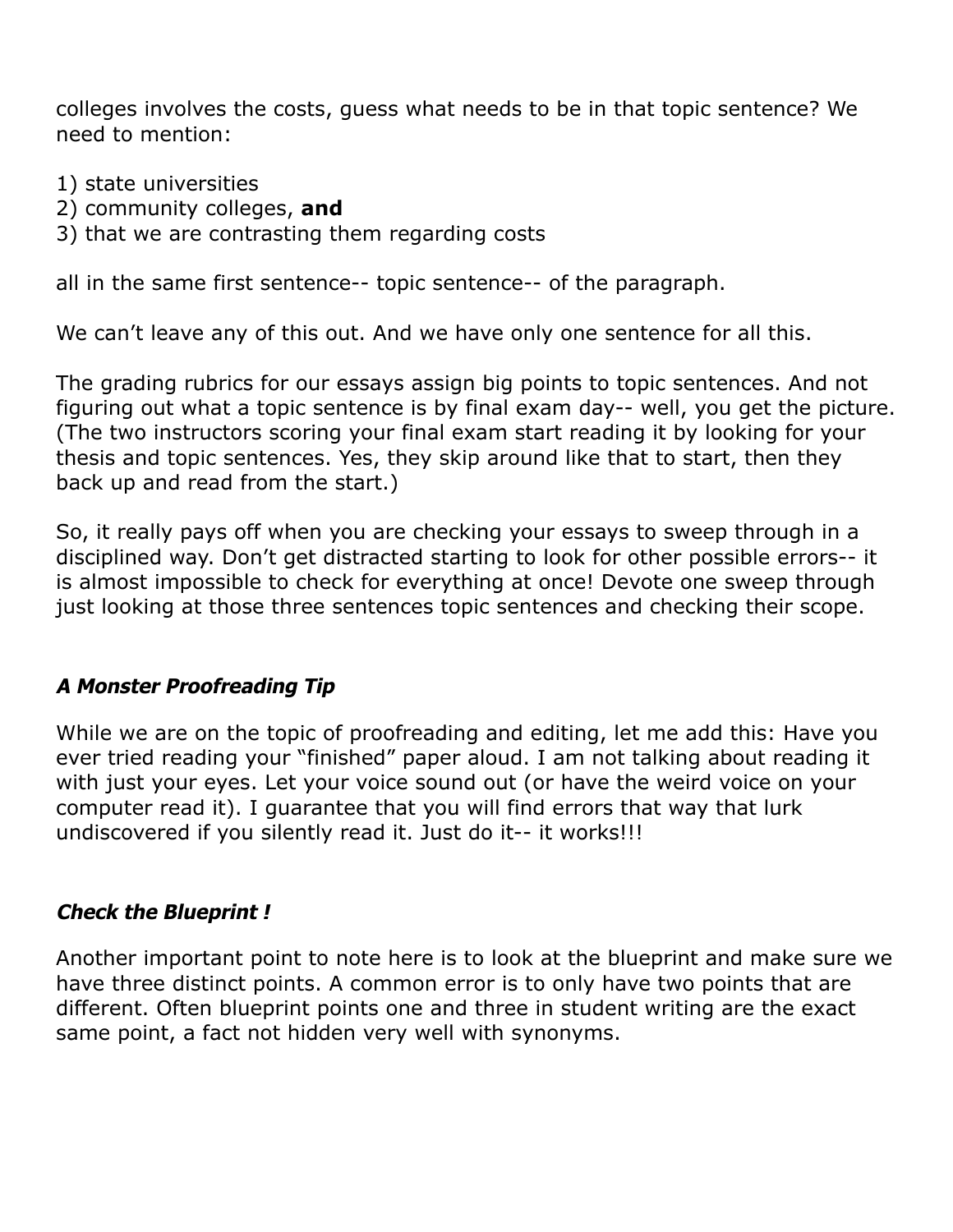colleges involves the costs, guess what needs to be in that topic sentence? We need to mention:

1) state universities
2) community colleges, **and**
3) that we are contrasting them regarding costs

all in the same first sentence-- topic sentence-- of the paragraph.

We can't leave any of this out. And we have only one sentence for all this.

The grading rubrics for our essays assign big points to topic sentences. And not figuring out what a topic sentence is by final exam day-- well, you get the picture. (The two instructors scoring your final exam start reading it by looking for your thesis and topic sentences. Yes, they skip around like that to start, then they back up and read from the start.)

So, it really pays off when you are checking your essays to sweep through in a disciplined way. Don't get distracted starting to look for other possible errors-- it is almost impossible to check for everything at once! Devote one sweep through just looking at those three sentences topic sentences and checking their scope.

### ***A Monster Proofreading Tip***

While we are on the topic of proofreading and editing, let me add this: Have you ever tried reading your "finished" paper aloud. I am not talking about reading it with just your eyes. Let your voice sound out (or have the weird voice on your computer read it). I guarantee that you will find errors that way that lurk undiscovered if you silently read it. Just do it-- it works!!!

### ***Check the Blueprint !***

Another important point to note here is to look at the blueprint and make sure we have three distinct points. A common error is to only have two points that are different. Often blueprint points one and three in student writing are the exact same point, a fact not hidden very well with synonyms.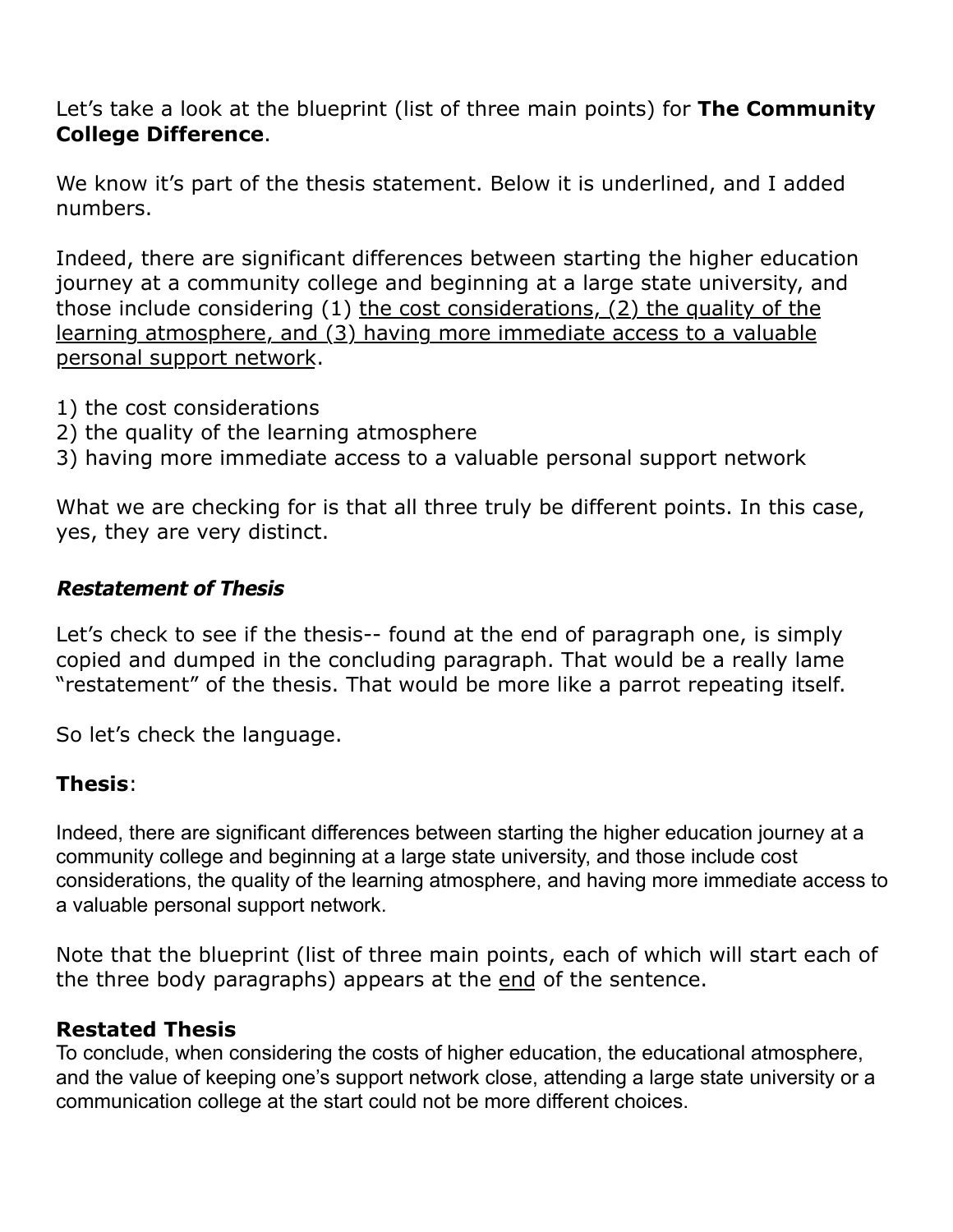Let's take a look at the blueprint (list of three main points) for **The Community College Difference**.

We know it's part of the thesis statement. Below it is underlined, and I added numbers.

Indeed, there are significant differences between starting the higher education journey at a community college and beginning at a large state university, and those include considering (1) <u>the cost considerations, (2) the quality of the learning atmosphere, and (3) having more immediate access to a valuable personal support network</u>.

1) the cost considerations
2) the quality of the learning atmosphere
3) having more immediate access to a valuable personal support network

What we are checking for is that all three truly be different points. In this case, yes, they are very distinct.

### ***Restatement of Thesis***

Let's check to see if the thesis-- found at the end of paragraph one, is simply copied and dumped in the concluding paragraph. That would be a really lame "restatement" of the thesis. That would be more like a parrot repeating itself.

So let's check the language.

### **Thesis**:

Indeed, there are significant differences between starting the higher education journey at a community college and beginning at a large state university, and those include cost considerations, the quality of the learning atmosphere, and having more immediate access to a valuable personal support network.

Note that the blueprint (list of three main points, each of which will start each of the three body paragraphs) appears at the <u>end</u> of the sentence.

### **Restated Thesis**

To conclude, when considering the costs of higher education, the educational atmosphere, and the value of keeping one's support network close, attending a large state university or a communication college at the start could not be more different choices.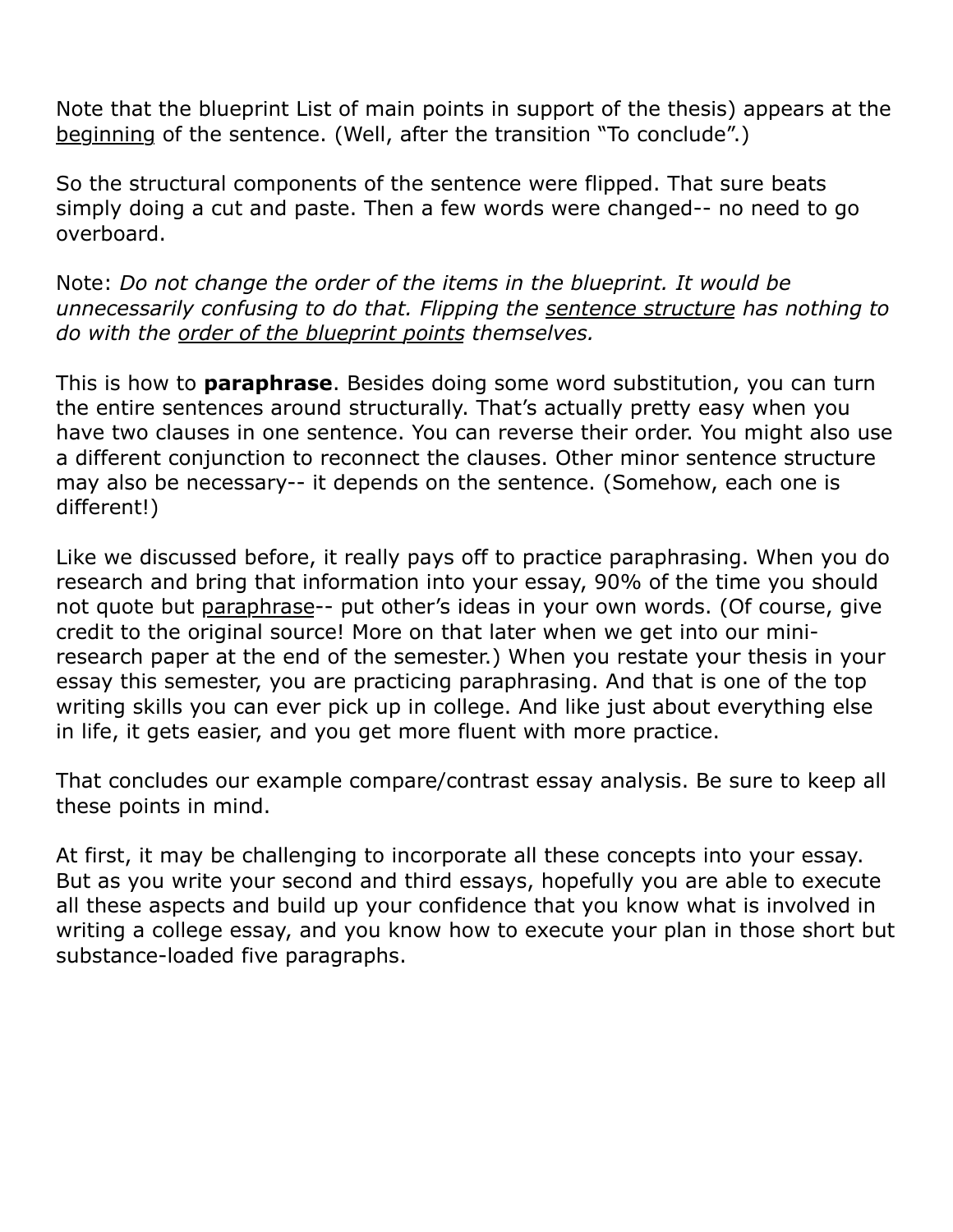Note that the blueprint List of main points in support of the thesis) appears at the <u>beginning</u> of the sentence. (Well, after the transition "To conclude".)

So the structural components of the sentence were flipped. That sure beats simply doing a cut and paste. Then a few words were changed-- no need to go overboard.

Note: *Do not change the order of the items in the blueprint. It would be unnecessarily confusing to do that. Flipping the <u>sentence structure</u> has nothing to do with the <u>order of the blueprint points</u> themselves.*

This is how to **paraphrase**. Besides doing some word substitution, you can turn the entire sentences around structurally. That's actually pretty easy when you have two clauses in one sentence. You can reverse their order. You might also use a different conjunction to reconnect the clauses. Other minor sentence structure may also be necessary-- it depends on the sentence. (Somehow, each one is different!)

Like we discussed before, it really pays off to practice paraphrasing. When you do research and bring that information into your essay, 90% of the time you should not quote but <u>paraphrase</u>-- put other's ideas in your own words. (Of course, give credit to the original source! More on that later when we get into our mini-research paper at the end of the semester.) When you restate your thesis in your essay this semester, you are practicing paraphrasing. And that is one of the top writing skills you can ever pick up in college. And like just about everything else in life, it gets easier, and you get more fluent with more practice.

That concludes our example compare/contrast essay analysis. Be sure to keep all these points in mind.

At first, it may be challenging to incorporate all these concepts into your essay. But as you write your second and third essays, hopefully you are able to execute all these aspects and build up your confidence that you know what is involved in writing a college essay, and you know how to execute your plan in those short but substance-loaded five paragraphs.